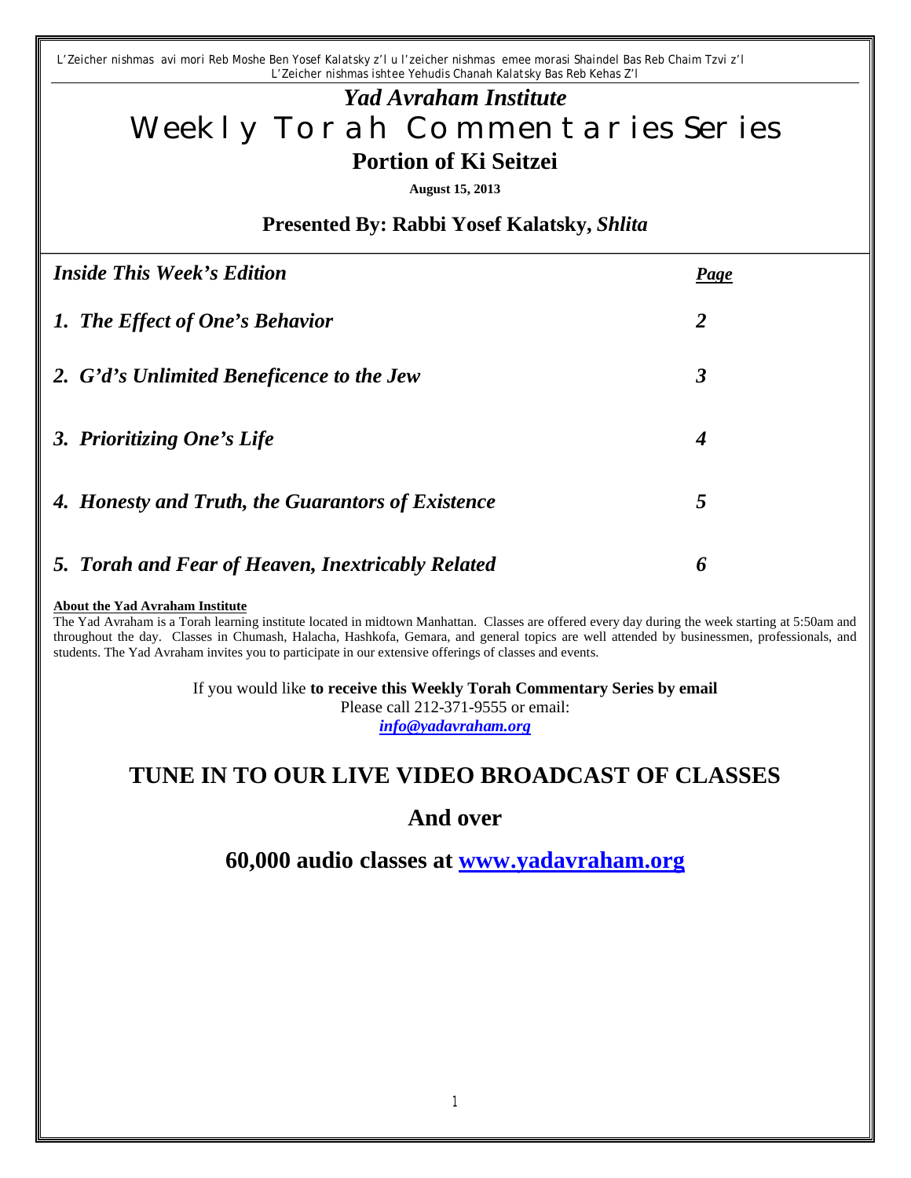L'Zeicher nishmas avi mori Reb Moshe Ben Yosef Kalatsky z'l u l'zeicher nishmas emee morasi Shaindel Bas Reb Chaim Tzvi z'l
L'Zeicher nishmas ishtee Yehudis Chanah Kalatsky Bas Reb Kehas Z'l

# *Yad Avraham Institute*

# Weekly Torah Commentaries Series

## Portion of Ki Seitzei

**August 15, 2013**

### Presented By: Rabbi Yosef Kalatsky, *Shlita*

| *Inside This Week's Edition* | *Page* |
| --- | --- |
| *1. The Effect of One's Behavior* | *2* |
| *2. G'd's Unlimited Beneficence to the Jew* | *3* |
| *3. Prioritizing One's Life* | *4* |
| *4. Honesty and Truth, the Guarantors of Existence* | *5* |
| *5. Torah and Fear of Heaven, Inextricably Related* | *6* |

**About the Yad Avraham Institute**

The Yad Avraham is a Torah learning institute located in midtown Manhattan. Classes are offered every day during the week starting at 5:50am and throughout the day. Classes in Chumash, Halacha, Hashkofa, Gemara, and general topics are well attended by businessmen, professionals, and students. The Yad Avraham invites you to participate in our extensive offerings of classes and events.

If you would like **to receive this Weekly Torah Commentary Series by email**
Please call 212-371-9555 or email:
***info@yadavraham.org***

## TUNE IN TO OUR LIVE VIDEO BROADCAST OF CLASSES

## And over

## 60,000 audio classes at www.yadavraham.org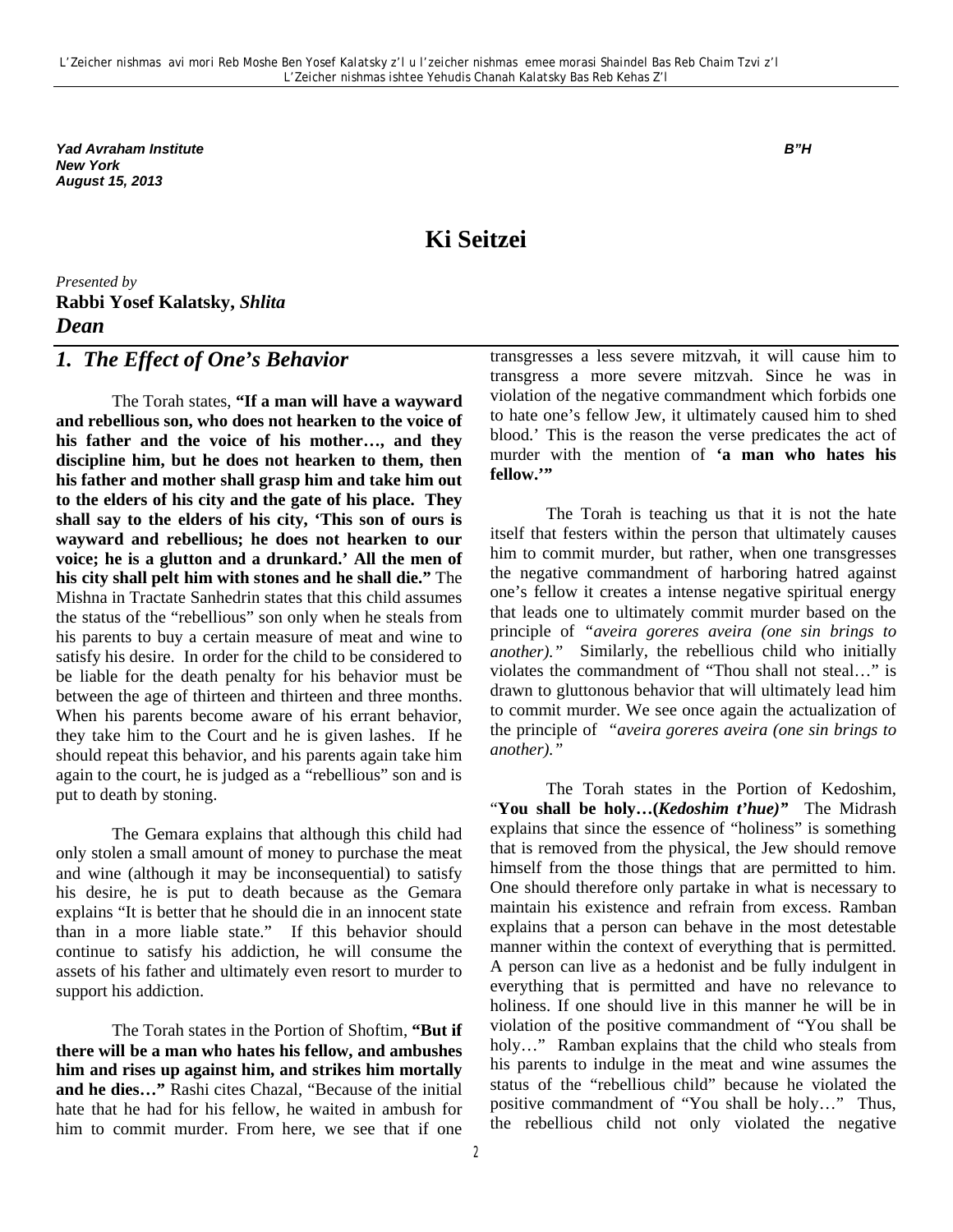Yad Avraham Institute
New York
August 15, 2013

B"H

# Ki Seitzei

*Presented by*
**Rabbi Yosef Kalatsky,** ***Shlita***
***Dean***

## *1. The Effect of One's Behavior*

The Torah states, **"If a man will have a wayward and rebellious son, who does not hearken to the voice of his father and the voice of his mother…, and they discipline him, but he does not hearken to them, then his father and mother shall grasp him and take him out to the elders of his city and the gate of his place. They shall say to the elders of his city, 'This son of ours is wayward and rebellious; he does not hearken to our voice; he is a glutton and a drunkard.' All the men of his city shall pelt him with stones and he shall die."** The Mishna in Tractate Sanhedrin states that this child assumes the status of the "rebellious" son only when he steals from his parents to buy a certain measure of meat and wine to satisfy his desire. In order for the child to be considered to be liable for the death penalty for his behavior must be between the age of thirteen and thirteen and three months. When his parents become aware of his errant behavior, they take him to the Court and he is given lashes. If he should repeat this behavior, and his parents again take him again to the court, he is judged as a "rebellious" son and is put to death by stoning.

The Gemara explains that although this child had only stolen a small amount of money to purchase the meat and wine (although it may be inconsequential) to satisfy his desire, he is put to death because as the Gemara explains "It is better that he should die in an innocent state than in a more liable state." If this behavior should continue to satisfy his addiction, he will consume the assets of his father and ultimately even resort to murder to support his addiction.

The Torah states in the Portion of Shoftim, **"But if there will be a man who hates his fellow, and ambushes him and rises up against him, and strikes him mortally and he dies…"** Rashi cites Chazal, "Because of the initial hate that he had for his fellow, he waited in ambush for him to commit murder. From here, we see that if one transgresses a less severe mitzvah, it will cause him to transgress a more severe mitzvah. Since he was in violation of the negative commandment which forbids one to hate one's fellow Jew, it ultimately caused him to shed blood.' This is the reason the verse predicates the act of murder with the mention of **'a man who hates his fellow.'"**

The Torah is teaching us that it is not the hate itself that festers within the person that ultimately causes him to commit murder, but rather, when one transgresses the negative commandment of harboring hatred against one's fellow it creates a intense negative spiritual energy that leads one to ultimately commit murder based on the principle of *"aveira goreres aveira (one sin brings to another)."* Similarly, the rebellious child who initially violates the commandment of "Thou shall not steal…" is drawn to gluttonous behavior that will ultimately lead him to commit murder. We see once again the actualization of the principle of *"aveira goreres aveira (one sin brings to another)."*

The Torah states in the Portion of Kedoshim, "**You shall be holy…(*Kedoshim t'hue)"*** The Midrash explains that since the essence of "holiness" is something that is removed from the physical, the Jew should remove himself from the those things that are permitted to him. One should therefore only partake in what is necessary to maintain his existence and refrain from excess. Ramban explains that a person can behave in the most detestable manner within the context of everything that is permitted. A person can live as a hedonist and be fully indulgent in everything that is permitted and have no relevance to holiness. If one should live in this manner he will be in violation of the positive commandment of "You shall be holy…" Ramban explains that the child who steals from his parents to indulge in the meat and wine assumes the status of the "rebellious child" because he violated the positive commandment of "You shall be holy…" Thus, the rebellious child not only violated the negative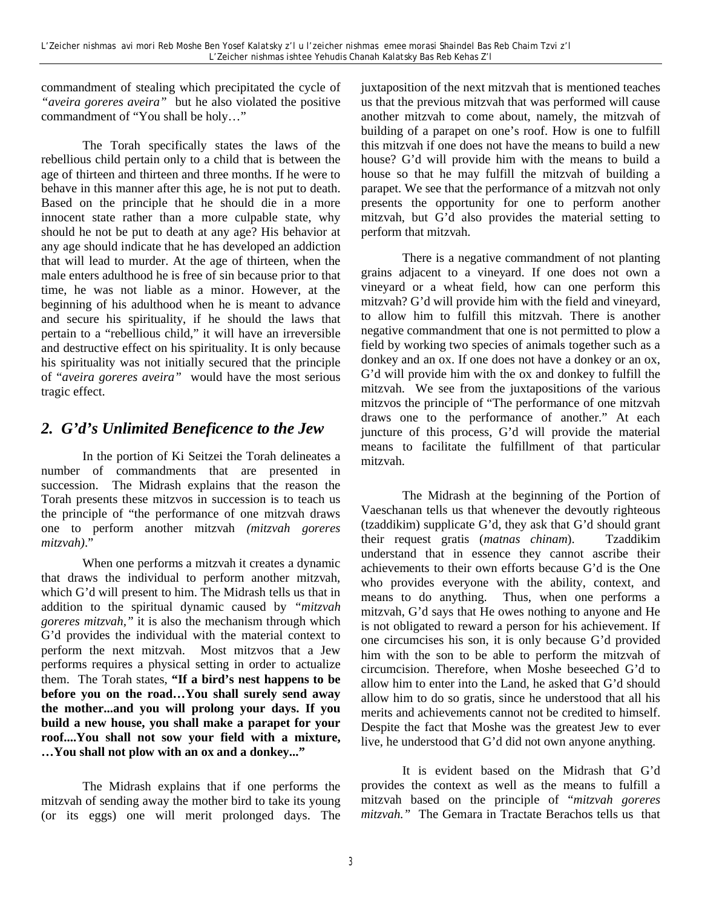commandment of stealing which precipitated the cycle of *"aveira goreres aveira"* but he also violated the positive commandment of "You shall be holy…"

The Torah specifically states the laws of the rebellious child pertain only to a child that is between the age of thirteen and thirteen and three months. If he were to behave in this manner after this age, he is not put to death. Based on the principle that he should die in a more innocent state rather than a more culpable state, why should he not be put to death at any age? His behavior at any age should indicate that he has developed an addiction that will lead to murder. At the age of thirteen, when the male enters adulthood he is free of sin because prior to that time, he was not liable as a minor. However, at the beginning of his adulthood when he is meant to advance and secure his spirituality, if he should the laws that pertain to a "rebellious child," it will have an irreversible and destructive effect on his spirituality. It is only because his spirituality was not initially secured that the principle of "*aveira goreres aveira"* would have the most serious tragic effect.

## *2. G'd's Unlimited Beneficence to the Jew*

In the portion of Ki Seitzei the Torah delineates a number of commandments that are presented in succession. The Midrash explains that the reason the Torah presents these mitzvos in succession is to teach us the principle of "the performance of one mitzvah draws one to perform another mitzvah *(mitzvah goreres mitzvah)*."

When one performs a mitzvah it creates a dynamic that draws the individual to perform another mitzvah, which G'd will present to him. The Midrash tells us that in addition to the spiritual dynamic caused by *"mitzvah goreres mitzvah,"* it is also the mechanism through which G'd provides the individual with the material context to perform the next mitzvah. Most mitzvos that a Jew performs requires a physical setting in order to actualize them. The Torah states, **"If a bird's nest happens to be before you on the road…You shall surely send away the mother...and you will prolong your days. If you build a new house, you shall make a parapet for your roof....You shall not sow your field with a mixture, …You shall not plow with an ox and a donkey..."**

The Midrash explains that if one performs the mitzvah of sending away the mother bird to take its young (or its eggs) one will merit prolonged days. The juxtaposition of the next mitzvah that is mentioned teaches us that the previous mitzvah that was performed will cause another mitzvah to come about, namely, the mitzvah of building of a parapet on one's roof. How is one to fulfill this mitzvah if one does not have the means to build a new house? G'd will provide him with the means to build a house so that he may fulfill the mitzvah of building a parapet. We see that the performance of a mitzvah not only presents the opportunity for one to perform another mitzvah, but G'd also provides the material setting to perform that mitzvah.

There is a negative commandment of not planting grains adjacent to a vineyard. If one does not own a vineyard or a wheat field, how can one perform this mitzvah? G'd will provide him with the field and vineyard, to allow him to fulfill this mitzvah. There is another negative commandment that one is not permitted to plow a field by working two species of animals together such as a donkey and an ox. If one does not have a donkey or an ox, G'd will provide him with the ox and donkey to fulfill the mitzvah. We see from the juxtapositions of the various mitzvos the principle of "The performance of one mitzvah draws one to the performance of another." At each juncture of this process, G'd will provide the material means to facilitate the fulfillment of that particular mitzvah.

The Midrash at the beginning of the Portion of Vaeschanan tells us that whenever the devoutly righteous (tzaddikim) supplicate G'd, they ask that G'd should grant their request gratis (*matnas chinam*). Tzaddikim understand that in essence they cannot ascribe their achievements to their own efforts because G'd is the One who provides everyone with the ability, context, and means to do anything. Thus, when one performs a mitzvah, G'd says that He owes nothing to anyone and He is not obligated to reward a person for his achievement. If one circumcises his son, it is only because G'd provided him with the son to be able to perform the mitzvah of circumcision. Therefore, when Moshe beseeched G'd to allow him to enter into the Land, he asked that G'd should allow him to do so gratis, since he understood that all his merits and achievements cannot not be credited to himself. Despite the fact that Moshe was the greatest Jew to ever live, he understood that G'd did not own anyone anything.

It is evident based on the Midrash that G'd provides the context as well as the means to fulfill a mitzvah based on the principle of "*mitzvah goreres mitzvah."* The Gemara in Tractate Berachos tells us that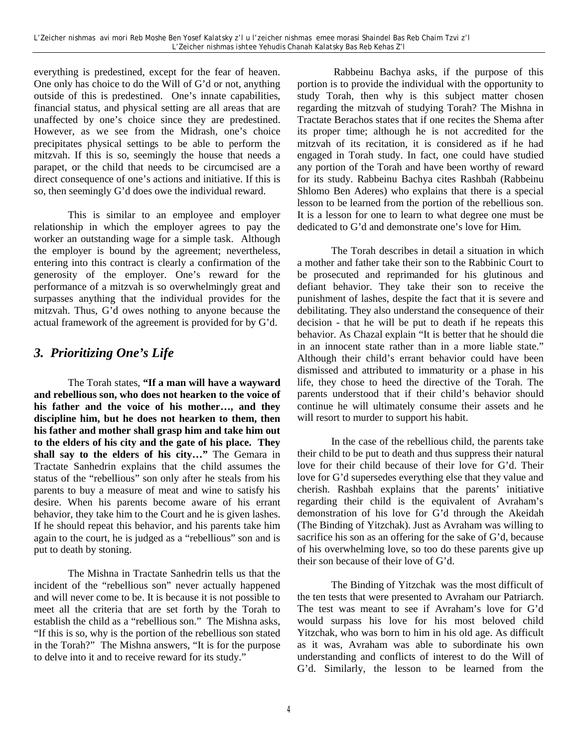everything is predestined, except for the fear of heaven. One only has choice to do the Will of G'd or not, anything outside of this is predestined. One's innate capabilities, financial status, and physical setting are all areas that are unaffected by one's choice since they are predestined. However, as we see from the Midrash, one's choice precipitates physical settings to be able to perform the mitzvah. If this is so, seemingly the house that needs a parapet, or the child that needs to be circumcised are a direct consequence of one's actions and initiative. If this is so, then seemingly G'd does owe the individual reward.

This is similar to an employee and employer relationship in which the employer agrees to pay the worker an outstanding wage for a simple task. Although the employer is bound by the agreement; nevertheless, entering into this contract is clearly a confirmation of the generosity of the employer. One's reward for the performance of a mitzvah is so overwhelmingly great and surpasses anything that the individual provides for the mitzvah. Thus, G'd owes nothing to anyone because the actual framework of the agreement is provided for by G'd.

## *3. Prioritizing One's Life*

The Torah states, **"If a man will have a wayward and rebellious son, who does not hearken to the voice of his father and the voice of his mother…, and they discipline him, but he does not hearken to them, then his father and mother shall grasp him and take him out to the elders of his city and the gate of his place. They shall say to the elders of his city…"** The Gemara in Tractate Sanhedrin explains that the child assumes the status of the "rebellious" son only after he steals from his parents to buy a measure of meat and wine to satisfy his desire. When his parents become aware of his errant behavior, they take him to the Court and he is given lashes. If he should repeat this behavior, and his parents take him again to the court, he is judged as a "rebellious" son and is put to death by stoning.

The Mishna in Tractate Sanhedrin tells us that the incident of the "rebellious son" never actually happened and will never come to be. It is because it is not possible to meet all the criteria that are set forth by the Torah to establish the child as a "rebellious son." The Mishna asks, "If this is so, why is the portion of the rebellious son stated in the Torah?" The Mishna answers, "It is for the purpose to delve into it and to receive reward for its study."

Rabbeinu Bachya asks, if the purpose of this portion is to provide the individual with the opportunity to study Torah, then why is this subject matter chosen regarding the mitzvah of studying Torah? The Mishna in Tractate Berachos states that if one recites the Shema after its proper time; although he is not accredited for the mitzvah of its recitation, it is considered as if he had engaged in Torah study. In fact, one could have studied any portion of the Torah and have been worthy of reward for its study. Rabbeinu Bachya cites Rashbah (Rabbeinu Shlomo Ben Aderes) who explains that there is a special lesson to be learned from the portion of the rebellious son. It is a lesson for one to learn to what degree one must be dedicated to G'd and demonstrate one's love for Him.

The Torah describes in detail a situation in which a mother and father take their son to the Rabbinic Court to be prosecuted and reprimanded for his glutinous and defiant behavior. They take their son to receive the punishment of lashes, despite the fact that it is severe and debilitating. They also understand the consequence of their decision - that he will be put to death if he repeats this behavior. As Chazal explain "It is better that he should die in an innocent state rather than in a more liable state." Although their child's errant behavior could have been dismissed and attributed to immaturity or a phase in his life, they chose to heed the directive of the Torah. The parents understood that if their child's behavior should continue he will ultimately consume their assets and he will resort to murder to support his habit.

In the case of the rebellious child, the parents take their child to be put to death and thus suppress their natural love for their child because of their love for G'd. Their love for G'd supersedes everything else that they value and cherish. Rashbah explains that the parents' initiative regarding their child is the equivalent of Avraham's demonstration of his love for G'd through the Akeidah (The Binding of Yitzchak). Just as Avraham was willing to sacrifice his son as an offering for the sake of G'd, because of his overwhelming love, so too do these parents give up their son because of their love of G'd.

The Binding of Yitzchak was the most difficult of the ten tests that were presented to Avraham our Patriarch. The test was meant to see if Avraham's love for G'd would surpass his love for his most beloved child Yitzchak, who was born to him in his old age. As difficult as it was, Avraham was able to subordinate his own understanding and conflicts of interest to do the Will of G'd. Similarly, the lesson to be learned from the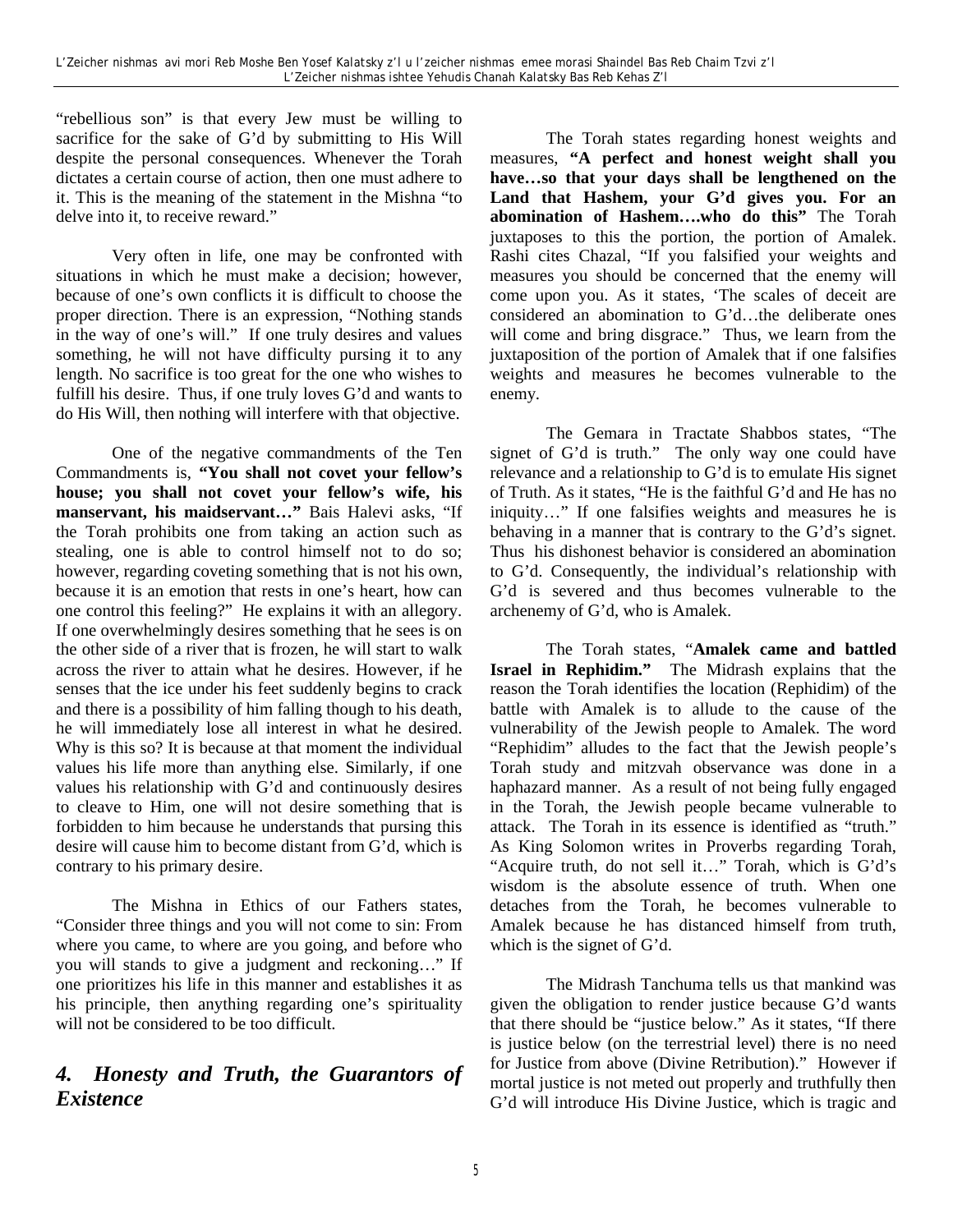"rebellious son" is that every Jew must be willing to sacrifice for the sake of G'd by submitting to His Will despite the personal consequences. Whenever the Torah dictates a certain course of action, then one must adhere to it. This is the meaning of the statement in the Mishna "to delve into it, to receive reward."

Very often in life, one may be confronted with situations in which he must make a decision; however, because of one's own conflicts it is difficult to choose the proper direction. There is an expression, "Nothing stands in the way of one's will." If one truly desires and values something, he will not have difficulty pursing it to any length. No sacrifice is too great for the one who wishes to fulfill his desire. Thus, if one truly loves G'd and wants to do His Will, then nothing will interfere with that objective.

One of the negative commandments of the Ten Commandments is, **"You shall not covet your fellow's house; you shall not covet your fellow's wife, his manservant, his maidservant…"** Bais Halevi asks, "If the Torah prohibits one from taking an action such as stealing, one is able to control himself not to do so; however, regarding coveting something that is not his own, because it is an emotion that rests in one's heart, how can one control this feeling?" He explains it with an allegory. If one overwhelmingly desires something that he sees is on the other side of a river that is frozen, he will start to walk across the river to attain what he desires. However, if he senses that the ice under his feet suddenly begins to crack and there is a possibility of him falling though to his death, he will immediately lose all interest in what he desired. Why is this so? It is because at that moment the individual values his life more than anything else. Similarly, if one values his relationship with G'd and continuously desires to cleave to Him, one will not desire something that is forbidden to him because he understands that pursing this desire will cause him to become distant from G'd, which is contrary to his primary desire.

The Mishna in Ethics of our Fathers states, "Consider three things and you will not come to sin: From where you came, to where are you going, and before who you will stands to give a judgment and reckoning…" If one prioritizes his life in this manner and establishes it as his principle, then anything regarding one's spirituality will not be considered to be too difficult.

## *4. Honesty and Truth, the Guarantors of Existence*

The Torah states regarding honest weights and measures, **"A perfect and honest weight shall you have…so that your days shall be lengthened on the Land that Hashem, your G'd gives you. For an abomination of Hashem….who do this"** The Torah juxtaposes to this the portion, the portion of Amalek. Rashi cites Chazal, "If you falsified your weights and measures you should be concerned that the enemy will come upon you. As it states, 'The scales of deceit are considered an abomination to G'd…the deliberate ones will come and bring disgrace." Thus, we learn from the juxtaposition of the portion of Amalek that if one falsifies weights and measures he becomes vulnerable to the enemy.

The Gemara in Tractate Shabbos states, "The signet of G'd is truth." The only way one could have relevance and a relationship to G'd is to emulate His signet of Truth. As it states, "He is the faithful G'd and He has no iniquity…" If one falsifies weights and measures he is behaving in a manner that is contrary to the G'd's signet. Thus his dishonest behavior is considered an abomination to G'd. Consequently, the individual's relationship with G'd is severed and thus becomes vulnerable to the archenemy of G'd, who is Amalek.

The Torah states, "**Amalek came and battled Israel in Rephidim."** The Midrash explains that the reason the Torah identifies the location (Rephidim) of the battle with Amalek is to allude to the cause of the vulnerability of the Jewish people to Amalek. The word "Rephidim" alludes to the fact that the Jewish people's Torah study and mitzvah observance was done in a haphazard manner. As a result of not being fully engaged in the Torah, the Jewish people became vulnerable to attack. The Torah in its essence is identified as "truth." As King Solomon writes in Proverbs regarding Torah, "Acquire truth, do not sell it…" Torah, which is G'd's wisdom is the absolute essence of truth. When one detaches from the Torah, he becomes vulnerable to Amalek because he has distanced himself from truth, which is the signet of G'd.

The Midrash Tanchuma tells us that mankind was given the obligation to render justice because G'd wants that there should be "justice below." As it states, "If there is justice below (on the terrestrial level) there is no need for Justice from above (Divine Retribution)." However if mortal justice is not meted out properly and truthfully then G'd will introduce His Divine Justice, which is tragic and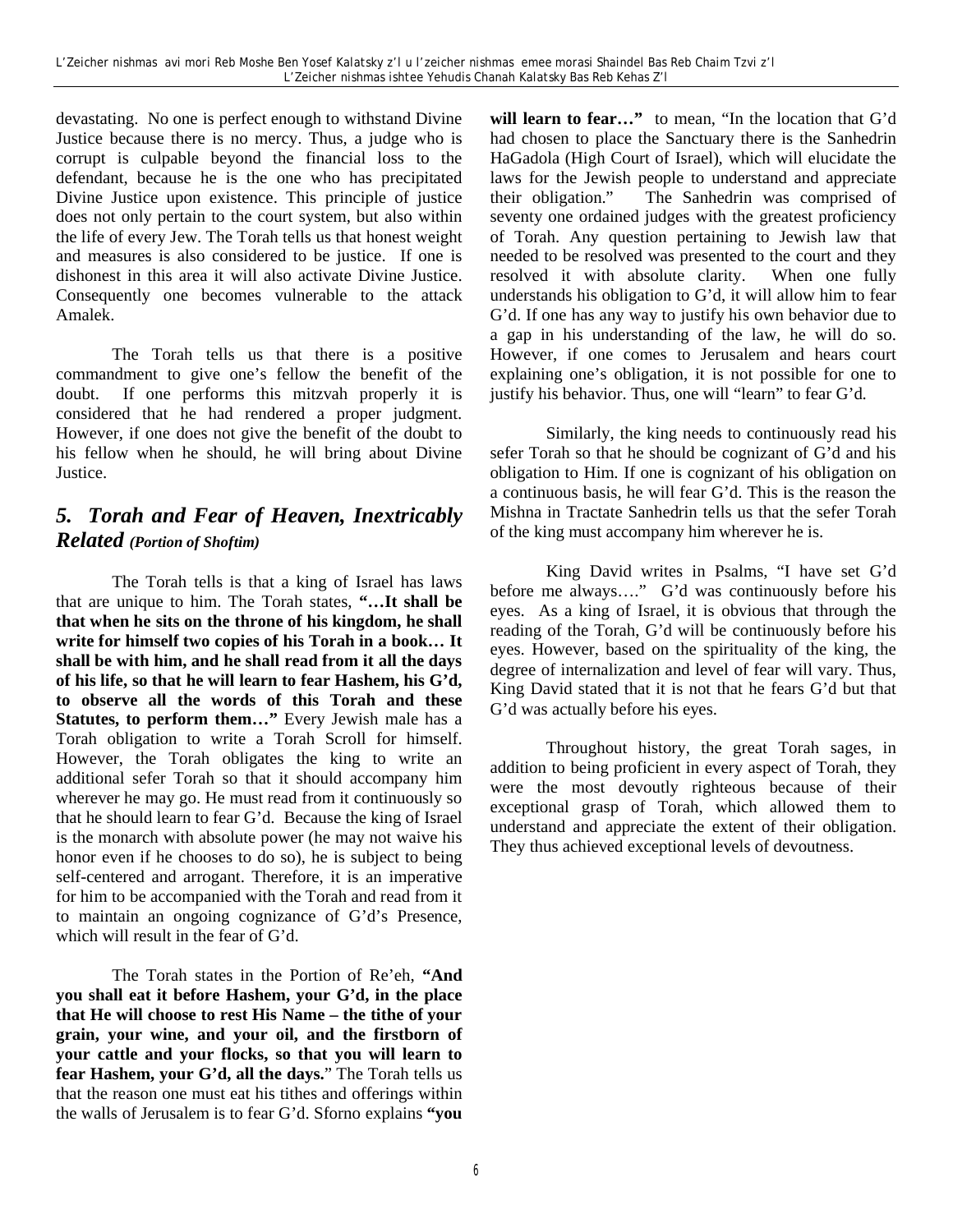devastating. No one is perfect enough to withstand Divine Justice because there is no mercy. Thus, a judge who is corrupt is culpable beyond the financial loss to the defendant, because he is the one who has precipitated Divine Justice upon existence. This principle of justice does not only pertain to the court system, but also within the life of every Jew. The Torah tells us that honest weight and measures is also considered to be justice. If one is dishonest in this area it will also activate Divine Justice. Consequently one becomes vulnerable to the attack Amalek.

The Torah tells us that there is a positive commandment to give one's fellow the benefit of the doubt. If one performs this mitzvah properly it is considered that he had rendered a proper judgment. However, if one does not give the benefit of the doubt to his fellow when he should, he will bring about Divine Justice.

## *5. Torah and Fear of Heaven, Inextricably Related* *(Portion of Shoftim)*

The Torah tells is that a king of Israel has laws that are unique to him. The Torah states, **"…It shall be that when he sits on the throne of his kingdom, he shall write for himself two copies of his Torah in a book… It shall be with him, and he shall read from it all the days of his life, so that he will learn to fear Hashem, his G'd, to observe all the words of this Torah and these Statutes, to perform them…"** Every Jewish male has a Torah obligation to write a Torah Scroll for himself. However, the Torah obligates the king to write an additional sefer Torah so that it should accompany him wherever he may go. He must read from it continuously so that he should learn to fear G'd. Because the king of Israel is the monarch with absolute power (he may not waive his honor even if he chooses to do so), he is subject to being self-centered and arrogant. Therefore, it is an imperative for him to be accompanied with the Torah and read from it to maintain an ongoing cognizance of G'd's Presence, which will result in the fear of G'd.

The Torah states in the Portion of Re'eh, **"And you shall eat it before Hashem, your G'd, in the place that He will choose to rest His Name – the tithe of your grain, your wine, and your oil, and the firstborn of your cattle and your flocks, so that you will learn to fear Hashem, your G'd, all the days.**" The Torah tells us that the reason one must eat his tithes and offerings within the walls of Jerusalem is to fear G'd. Sforno explains **"you will learn to fear…"** to mean, "In the location that G'd had chosen to place the Sanctuary there is the Sanhedrin HaGadola (High Court of Israel), which will elucidate the laws for the Jewish people to understand and appreciate their obligation." The Sanhedrin was comprised of seventy one ordained judges with the greatest proficiency of Torah. Any question pertaining to Jewish law that needed to be resolved was presented to the court and they resolved it with absolute clarity. When one fully understands his obligation to G'd, it will allow him to fear G'd. If one has any way to justify his own behavior due to a gap in his understanding of the law, he will do so. However, if one comes to Jerusalem and hears court explaining one's obligation, it is not possible for one to justify his behavior. Thus, one will "learn" to fear G'd.

Similarly, the king needs to continuously read his sefer Torah so that he should be cognizant of G'd and his obligation to Him. If one is cognizant of his obligation on a continuous basis, he will fear G'd. This is the reason the Mishna in Tractate Sanhedrin tells us that the sefer Torah of the king must accompany him wherever he is.

King David writes in Psalms, "I have set G'd before me always…." G'd was continuously before his eyes. As a king of Israel, it is obvious that through the reading of the Torah, G'd will be continuously before his eyes. However, based on the spirituality of the king, the degree of internalization and level of fear will vary. Thus, King David stated that it is not that he fears G'd but that G'd was actually before his eyes.

Throughout history, the great Torah sages, in addition to being proficient in every aspect of Torah, they were the most devoutly righteous because of their exceptional grasp of Torah, which allowed them to understand and appreciate the extent of their obligation. They thus achieved exceptional levels of devoutness.